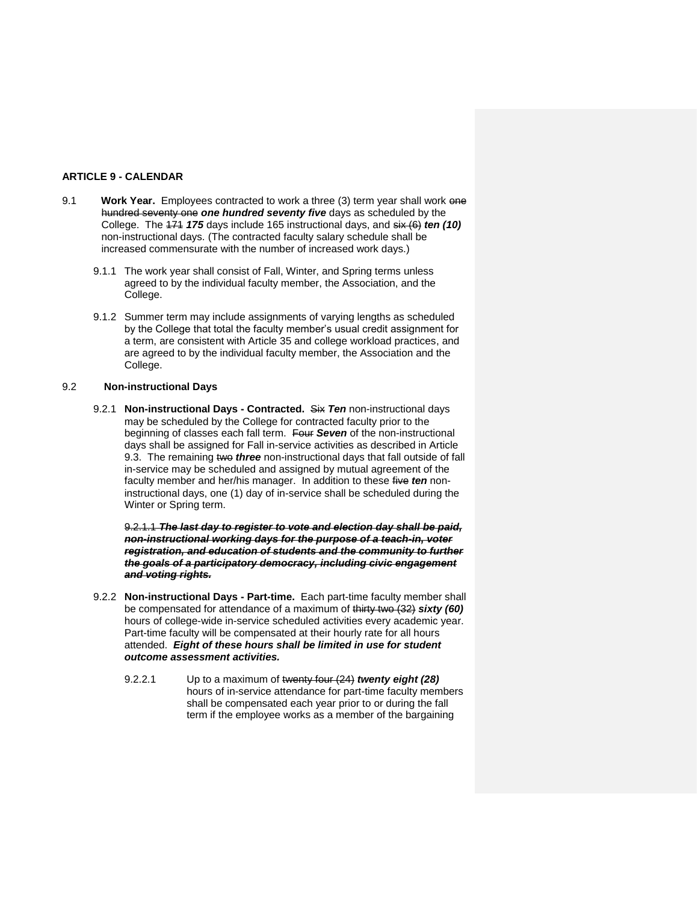## ARTICLE 9 - CALENDAR

9.1 **Work Year.** Employees contracted to work a three (3) term year shall work ~~one hundred seventy one~~ ***one hundred seventy five*** days as scheduled by the College. The ~~171~~ ***175*** days include 165 instructional days, and ~~six (6)~~ ***ten (10)*** non-instructional days. (The contracted faculty salary schedule shall be increased commensurate with the number of increased work days.)

9.1.1 The work year shall consist of Fall, Winter, and Spring terms unless agreed to by the individual faculty member, the Association, and the College.

9.1.2 Summer term may include assignments of varying lengths as scheduled by the College that total the faculty member's usual credit assignment for a term, are consistent with Article 35 and college workload practices, and are agreed to by the individual faculty member, the Association and the College.

9.2 **Non-instructional Days**

9.2.1 **Non-instructional Days - Contracted.** ~~Six~~ ***Ten*** non-instructional days may be scheduled by the College for contracted faculty prior to the beginning of classes each fall term. ~~Four~~ ***Seven*** of the non-instructional days shall be assigned for Fall in-service activities as described in Article 9.3. The remaining ~~two~~ ***three*** non-instructional days that fall outside of fall in-service may be scheduled and assigned by mutual agreement of the faculty member and her/his manager. In addition to these ~~five~~ ***ten*** non-instructional days, one (1) day of in-service shall be scheduled during the Winter or Spring term.

~~9.2.1.1~~ ~~***The last day to register to vote and election day shall be paid, non-instructional working days for the purpose of a teach-in, voter registration, and education of students and the community to further the goals of a participatory democracy, including civic engagement and voting rights.***~~

9.2.2 **Non-instructional Days - Part-time.** Each part-time faculty member shall be compensated for attendance of a maximum of ~~thirty two (32)~~ ***sixty (60)*** hours of college-wide in-service scheduled activities every academic year. Part-time faculty will be compensated at their hourly rate for all hours attended. ***Eight of these hours shall be limited in use for student outcome assessment activities.***

9.2.2.1 Up to a maximum of ~~twenty four (24)~~ ***twenty eight (28)*** hours of in-service attendance for part-time faculty members shall be compensated each year prior to or during the fall term if the employee works as a member of the bargaining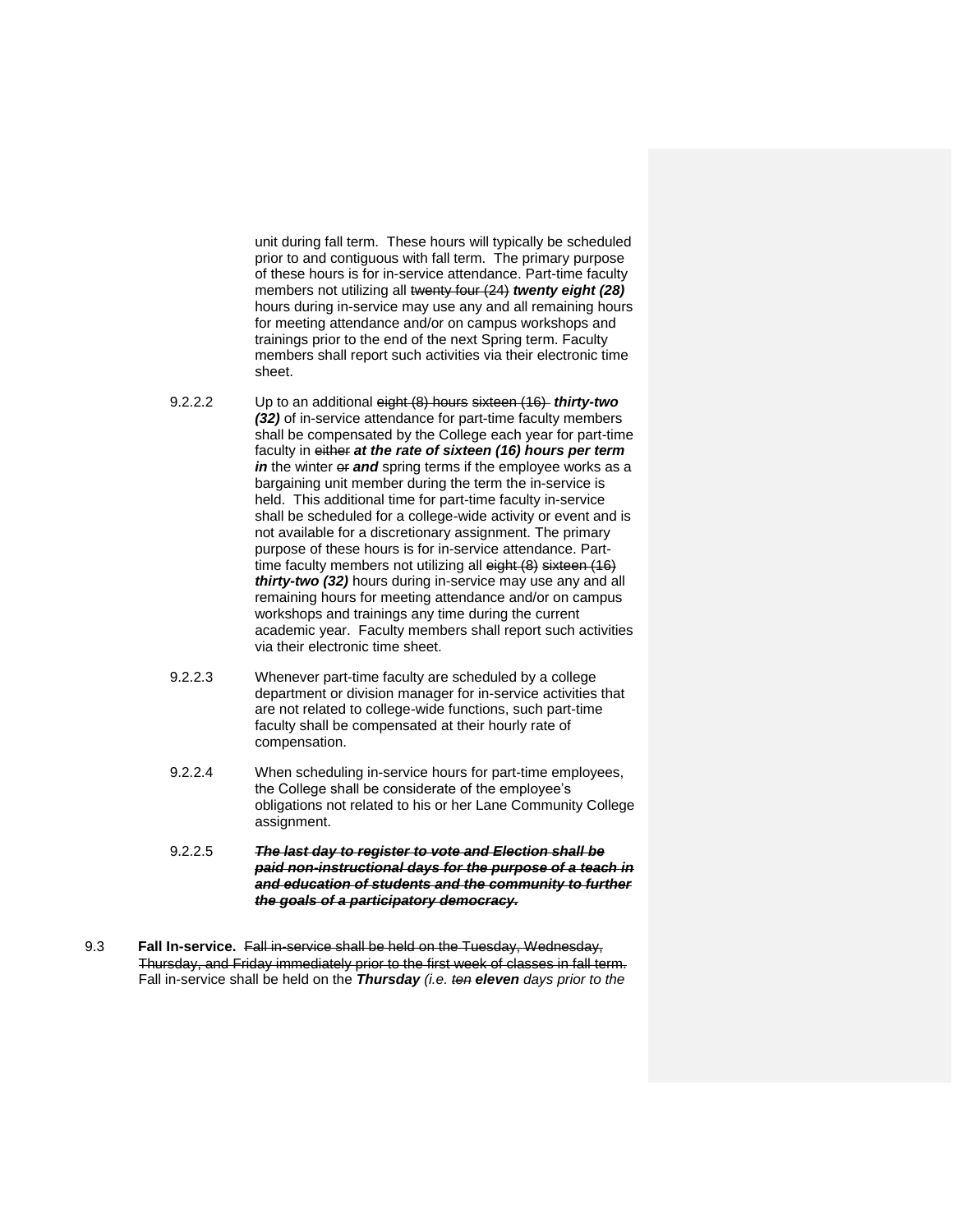unit during fall term. These hours will typically be scheduled prior to and contiguous with fall term. The primary purpose of these hours is for in-service attendance. Part-time faculty members not utilizing all ~~twenty four (24)~~ ***twenty eight (28)*** hours during in-service may use any and all remaining hours for meeting attendance and/or on campus workshops and trainings prior to the end of the next Spring term. Faculty members shall report such activities via their electronic time sheet.

9.2.2.2 Up to an additional ~~eight (8) hours~~ ~~sixteen (16)~~ ***thirty-two (32)*** of in-service attendance for part-time faculty members shall be compensated by the College each year for part-time faculty in ~~either~~ ***at the rate of sixteen (16) hours per term in*** the winter ~~or~~ ***and*** spring terms if the employee works as a bargaining unit member during the term the in-service is held. This additional time for part-time faculty in-service shall be scheduled for a college-wide activity or event and is not available for a discretionary assignment. The primary purpose of these hours is for in-service attendance. Part-time faculty members not utilizing all ~~eight (8)~~ ~~sixteen (16)~~ ***thirty-two (32)*** hours during in-service may use any and all remaining hours for meeting attendance and/or on campus workshops and trainings any time during the current academic year. Faculty members shall report such activities via their electronic time sheet.

9.2.2.3 Whenever part-time faculty are scheduled by a college department or division manager for in-service activities that are not related to college-wide functions, such part-time faculty shall be compensated at their hourly rate of compensation.

9.2.2.4 When scheduling in-service hours for part-time employees, the College shall be considerate of the employee's obligations not related to his or her Lane Community College assignment.

9.2.2.5 ~~***The last day to register to vote and Election shall be paid non-instructional days for the purpose of a teach in and education of students and the community to further the goals of a participatory democracy.***~~

9.3 **Fall In-service.** ~~Fall in-service shall be held on the Tuesday, Wednesday, Thursday, and Friday immediately prior to the first week of classes in fall term.~~ Fall in-service shall be held on the ***Thursday*** *(i.e. ~~ten~~* ***eleven*** *days prior to the*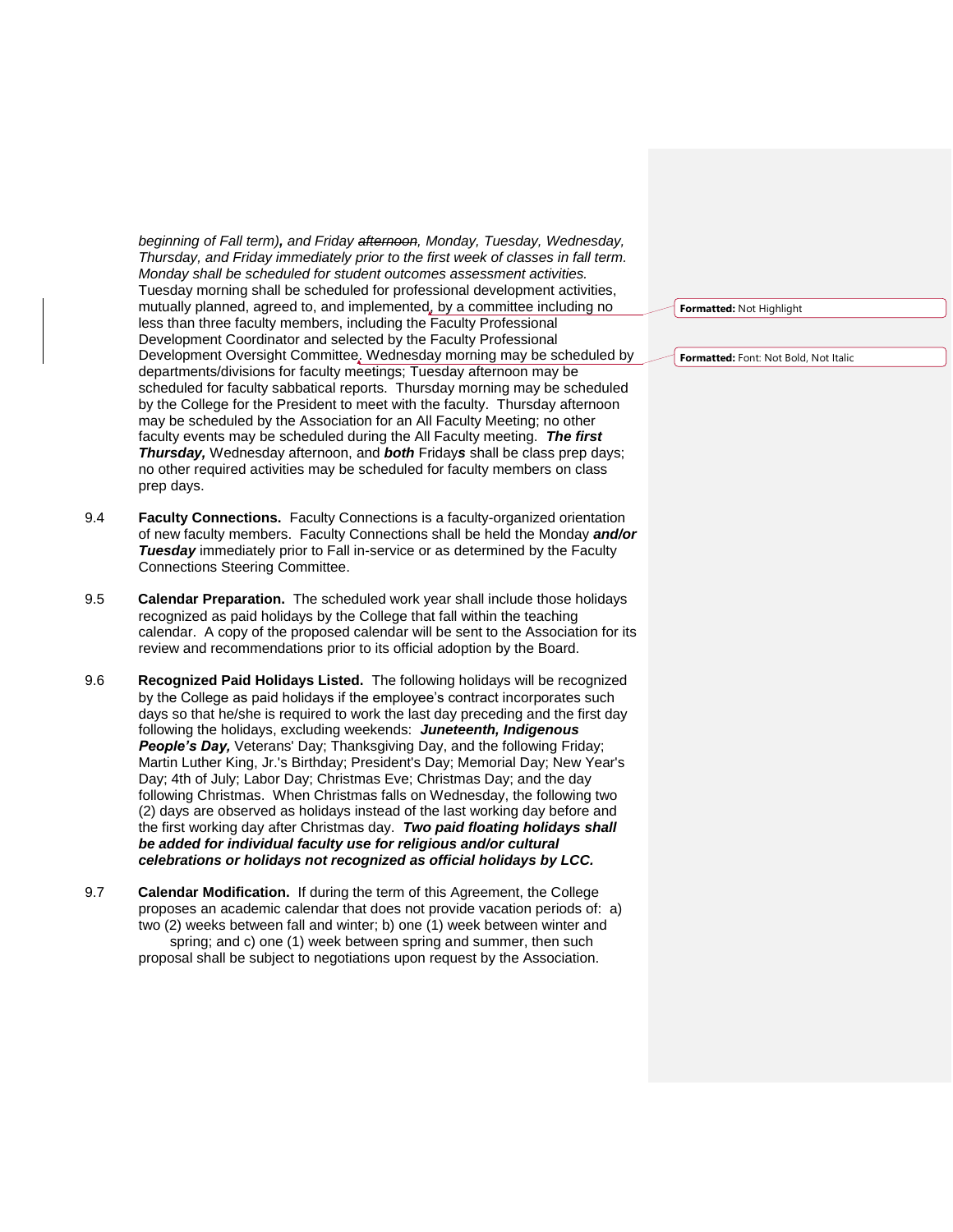*beginning of Fall term)**,* *and Friday ~~afternoon~~, Monday, Tuesday, Wednesday, Thursday, and Friday immediately prior to the first week of classes in fall term. Monday shall be scheduled for student outcomes assessment activities.* Tuesday morning shall be scheduled for professional development activities, mutually planned, agreed to, and implemented, by a committee including no less than three faculty members, including the Faculty Professional Development Coordinator and selected by the Faculty Professional Development Oversight Committee. Wednesday morning may be scheduled by departments/divisions for faculty meetings; Tuesday afternoon may be scheduled for faculty sabbatical reports. Thursday morning may be scheduled by the College for the President to meet with the faculty. Thursday afternoon may be scheduled by the Association for an All Faculty Meeting; no other faculty events may be scheduled during the All Faculty meeting. ***The first Thursday,*** Wednesday afternoon, and ***both*** Friday***s*** shall be class prep days; no other required activities may be scheduled for faculty members on class prep days.

9.4 **Faculty Connections.** Faculty Connections is a faculty-organized orientation of new faculty members. Faculty Connections shall be held the Monday ***and/or Tuesday*** immediately prior to Fall in-service or as determined by the Faculty Connections Steering Committee.

9.5 **Calendar Preparation.** The scheduled work year shall include those holidays recognized as paid holidays by the College that fall within the teaching calendar. A copy of the proposed calendar will be sent to the Association for its review and recommendations prior to its official adoption by the Board.

9.6 **Recognized Paid Holidays Listed.** The following holidays will be recognized by the College as paid holidays if the employee's contract incorporates such days so that he/she is required to work the last day preceding and the first day following the holidays, excluding weekends: ***Juneteenth, Indigenous People's Day,*** Veterans' Day; Thanksgiving Day, and the following Friday; Martin Luther King, Jr.'s Birthday; President's Day; Memorial Day; New Year's Day; 4th of July; Labor Day; Christmas Eve; Christmas Day; and the day following Christmas. When Christmas falls on Wednesday, the following two (2) days are observed as holidays instead of the last working day before and the first working day after Christmas day. ***Two paid floating holidays shall be added for individual faculty use for religious and/or cultural celebrations or holidays not recognized as official holidays by LCC.***

9.7 **Calendar Modification.** If during the term of this Agreement, the College proposes an academic calendar that does not provide vacation periods of: a) two (2) weeks between fall and winter; b) one (1) week between winter and spring; and c) one (1) week between spring and summer, then such proposal shall be subject to negotiations upon request by the Association.

Formatted: Not Highlight

Formatted: Font: Not Bold, Not Italic